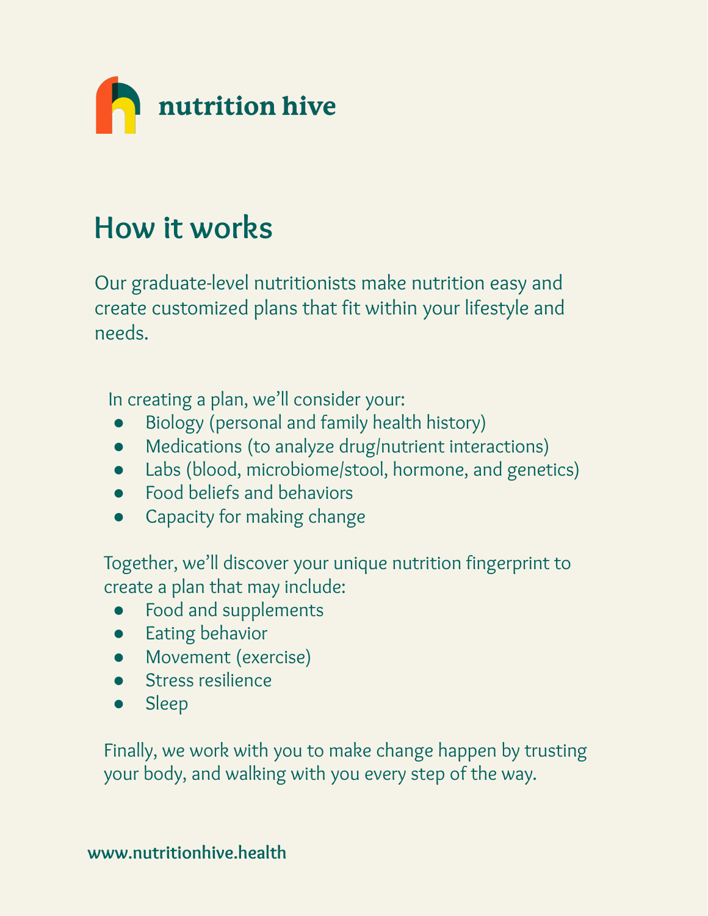nutrition hive

## How it works

Our graduate-level nutritionists make nutrition easy and create customized plans that fit within your lifestyle and needs.

In creating a plan, we'll consider your:

- Biology (personal and family health history)
- Medications (to analyze drug/nutrient interactions)
- Labs (blood, microbiome/stool, hormone, and genetics)
- Food beliefs and behaviors
- Capacity for making change

Together, we'll discover your unique nutrition fingerprint to create a plan that may include:

- Food and supplements
- Eating behavior
- Movement (exercise)
- Stress resilience
- Sleep

Finally, we work with you to make change happen by trusting your body, and walking with you every step of the way.

www.nutritionhive.health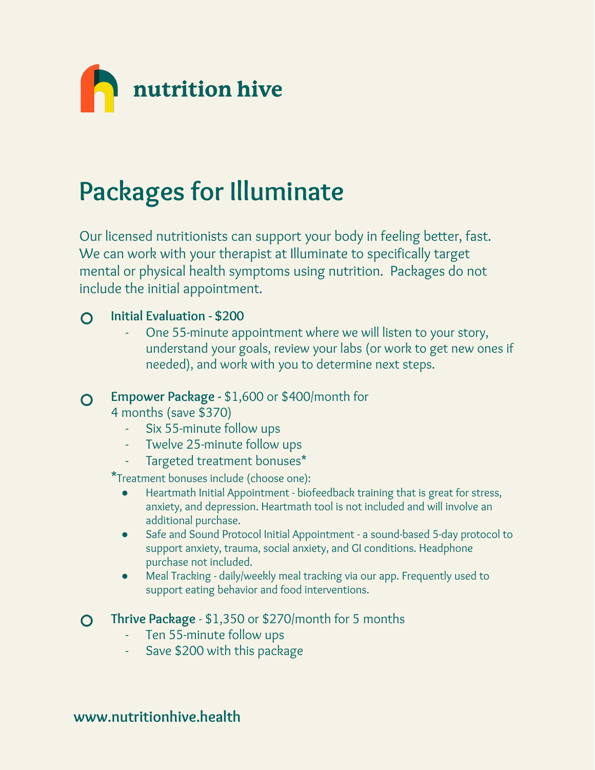**nutrition hive**

# Packages for Illuminate

Our licensed nutritionists can support your body in feeling better, fast. We can work with your therapist at Illuminate to specifically target mental or physical health symptoms using nutrition. Packages do not include the initial appointment.

- **Initial Evaluation - $200**
  - One 55-minute appointment where we will listen to your story, understand your goals, review your labs (or work to get new ones if needed), and work with you to determine next steps.

- **Empower Package** - $1,600 or $400/month for 4 months (save $370)
  - Six 55-minute follow ups
  - Twelve 25-minute follow ups
  - Targeted treatment bonuses*

  *Treatment bonuses include (choose one):
  - Heartmath Initial Appointment - biofeedback training that is great for stress, anxiety, and depression. Heartmath tool is not included and will involve an additional purchase.
  - Safe and Sound Protocol Initial Appointment - a sound-based 5-day protocol to support anxiety, trauma, social anxiety, and GI conditions. Headphone purchase not included.
  - Meal Tracking - daily/weekly meal tracking via our app. Frequently used to support eating behavior and food interventions.

- **Thrive Package** - $1,350 or $270/month for 5 months
  - Ten 55-minute follow ups
  - Save $200 with this package

**www.nutritionhive.health**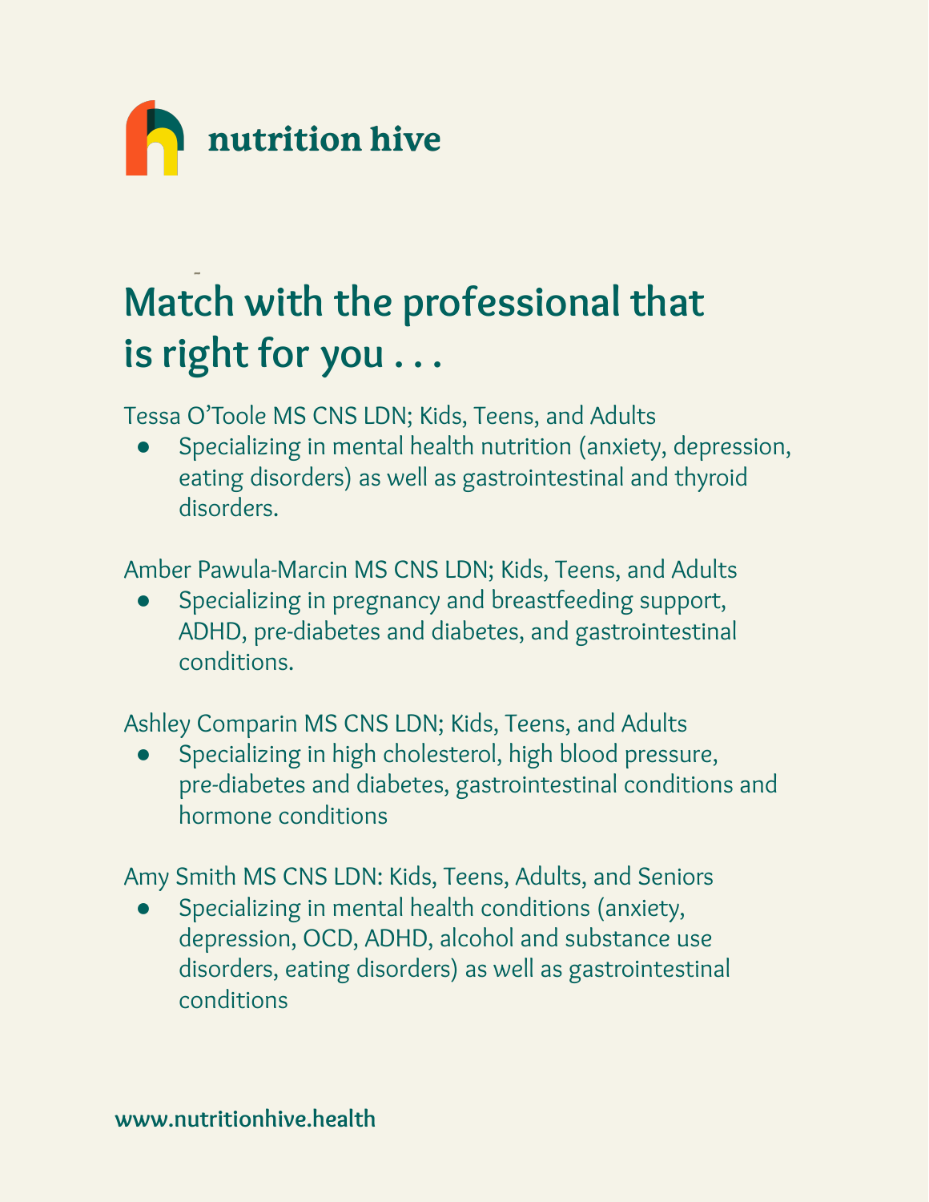# nutrition hive

## Match with the professional that is right for you . . .

Tessa O'Toole MS CNS LDN; Kids, Teens, and Adults

- Specializing in mental health nutrition (anxiety, depression, eating disorders) as well as gastrointestinal and thyroid disorders.

Amber Pawula-Marcin MS CNS LDN; Kids, Teens, and Adults

- Specializing in pregnancy and breastfeeding support, ADHD, pre-diabetes and diabetes, and gastrointestinal conditions.

Ashley Comparin MS CNS LDN; Kids, Teens, and Adults

- Specializing in high cholesterol, high blood pressure, pre-diabetes and diabetes, gastrointestinal conditions and hormone conditions

Amy Smith MS CNS LDN: Kids, Teens, Adults, and Seniors

- Specializing in mental health conditions (anxiety, depression, OCD, ADHD, alcohol and substance use disorders, eating disorders) as well as gastrointestinal conditions

**www.nutritionhive.health**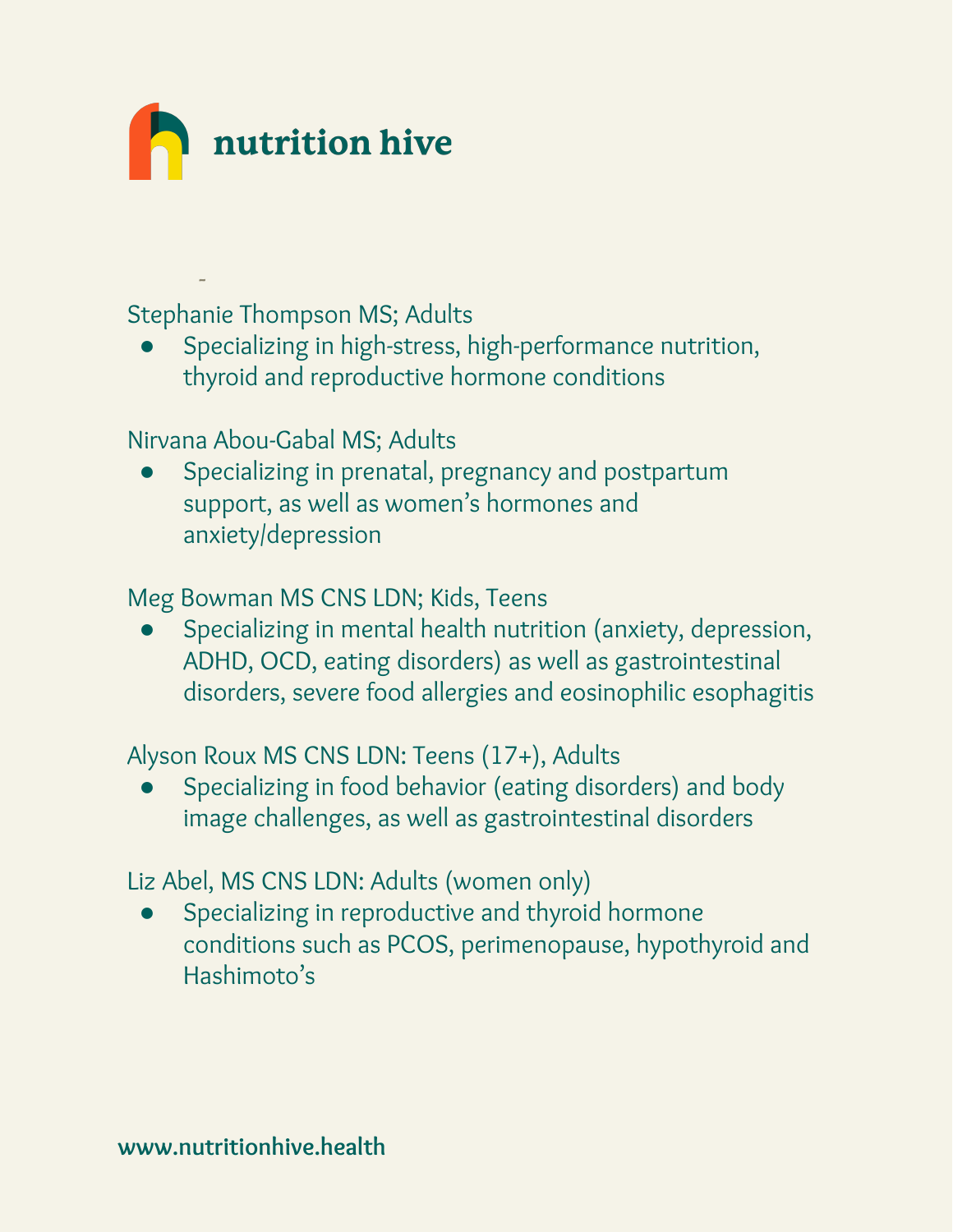**nutrition hive**

-

Stephanie Thompson MS; Adults

- Specializing in high-stress, high-performance nutrition, thyroid and reproductive hormone conditions

Nirvana Abou-Gabal MS; Adults

- Specializing in prenatal, pregnancy and postpartum support, as well as women's hormones and anxiety/depression

Meg Bowman MS CNS LDN; Kids, Teens

- Specializing in mental health nutrition (anxiety, depression, ADHD, OCD, eating disorders) as well as gastrointestinal disorders, severe food allergies and eosinophilic esophagitis

Alyson Roux MS CNS LDN: Teens (17+), Adults

- Specializing in food behavior (eating disorders) and body image challenges, as well as gastrointestinal disorders

Liz Abel, MS CNS LDN: Adults (women only)

- Specializing in reproductive and thyroid hormone conditions such as PCOS, perimenopause, hypothyroid and Hashimoto's

**www.nutritionhive.health**